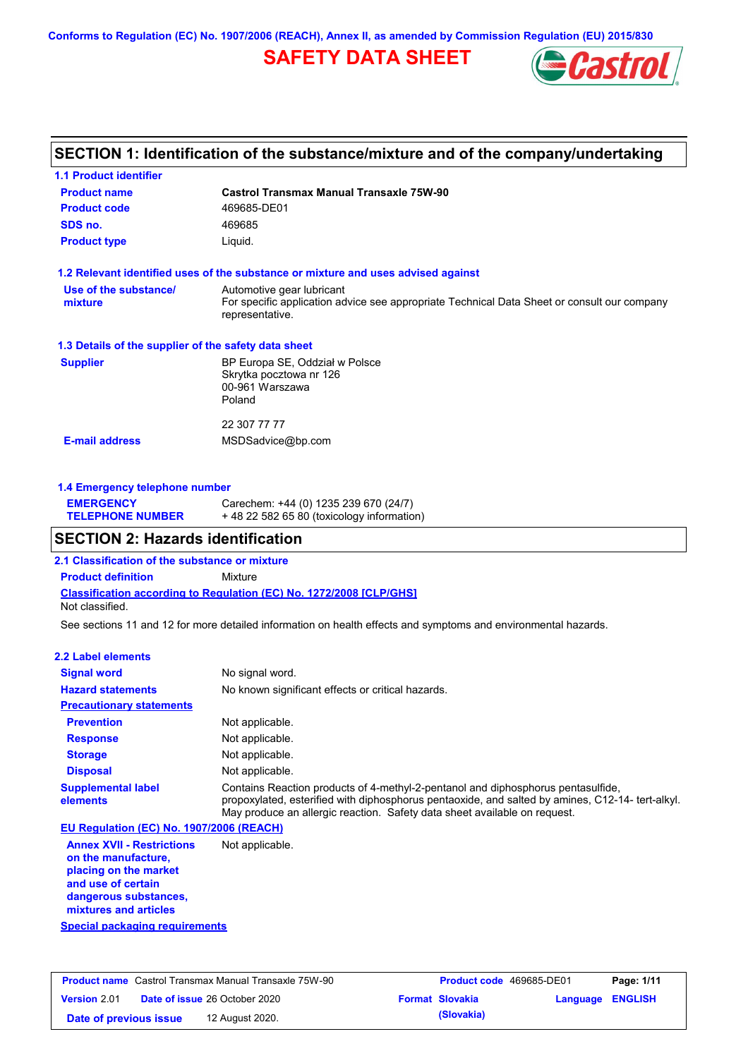Conforms to Regulation (EC) No. 1907/2006 (REACH), Annex II, as amended by Commission Regulation (EU) 2015/830

# SAFETY DATA SHEET

Castrol

## SECTION 1: Identification of the substance/mixture and of the company/undertaking

### 1.1 Product identifier

**Product name** Castrol Transmax Manual Transaxle 75W-90

**Product code** 469685-DE01

**SDS no.** 469685

**Product type** Liquid.

### 1.2 Relevant identified uses of the substance or mixture and uses advised against

**Use of the substance/ mixture** Automotive gear lubricant
For specific application advice see appropriate Technical Data Sheet or consult our company representative.

### 1.3 Details of the supplier of the safety data sheet

**Supplier** BP Europa SE, Oddział w Polsce
Skrytka pocztowa nr 126
00-961 Warszawa
Poland

22 307 77 77

**E-mail address** MSDSadvice@bp.com

### 1.4 Emergency telephone number

**EMERGENCY TELEPHONE NUMBER** Carechem: +44 (0) 1235 239 670 (24/7)
+ 48 22 582 65 80 (toxicology information)

## SECTION 2: Hazards identification

### 2.1 Classification of the substance or mixture

**Product definition** Mixture

**Classification according to Regulation (EC) No. 1272/2008 [CLP/GHS]**

Not classified.

See sections 11 and 12 for more detailed information on health effects and symptoms and environmental hazards.

### 2.2 Label elements

**Signal word** No signal word.

**Hazard statements** No known significant effects or critical hazards.

**Precautionary statements**

**Prevention** Not applicable.

**Response** Not applicable.

**Storage** Not applicable.

**Disposal** Not applicable.

**Supplemental label elements** Contains Reaction products of 4-methyl-2-pentanol and diphosphorus pentasulfide, propoxylated, esterified with diphosphorus pentaoxide, and salted by amines, C12-14- tert-alkyl. May produce an allergic reaction. Safety data sheet available on request.

**EU Regulation (EC) No. 1907/2006 (REACH)**

**Annex XVII - Restrictions on the manufacture, placing on the market and use of certain dangerous substances, mixtures and articles** Not applicable.

**Special packaging requirements**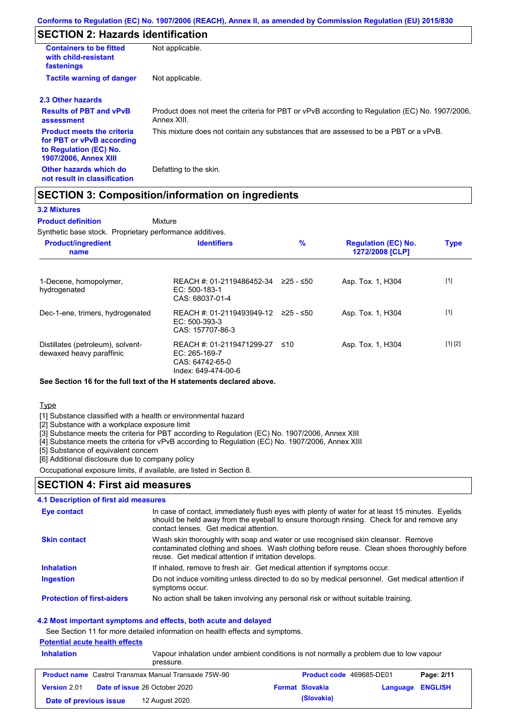## SECTION 2: Hazards identification

| | |
|---|---|
| **Containers to be fitted with child-resistant fastenings** | Not applicable. |
| **Tactile warning of danger** | Not applicable. |

### 2.3 Other hazards

| | |
|---|---|
| **Results of PBT and vPvB assessment** | Product does not meet the criteria for PBT or vPvB according to Regulation (EC) No. 1907/2006, Annex XIII. |
| **Product meets the criteria for PBT or vPvB according to Regulation (EC) No. 1907/2006, Annex XIII** | This mixture does not contain any substances that are assessed to be a PBT or a vPvB. |
| **Other hazards which do not result in classification** | Defatting to the skin. |

## SECTION 3: Composition/information on ingredients

### 3.2 Mixtures

**Product definition** Mixture

Synthetic base stock. Proprietary performance additives.

| Product/ingredient name | Identifiers | % | Regulation (EC) No. 1272/2008 [CLP] | Type |
|---|---|---|---|---|
| 1-Decene, homopolymer, hydrogenated | REACH #: 01-2119486452-34<br>EC: 500-183-1<br>CAS: 68037-01-4 | ≥25 - ≤50 | Asp. Tox. 1, H304 | [1] |
| Dec-1-ene, trimers, hydrogenated | REACH #: 01-2119493949-12<br>EC: 500-393-3<br>CAS: 157707-86-3 | ≥25 - ≤50 | Asp. Tox. 1, H304 | [1] |
| Distillates (petroleum), solvent-dewaxed heavy paraffinic | REACH #: 01-2119471299-27<br>EC: 265-169-7<br>CAS: 64742-65-0<br>Index: 649-474-00-6 | ≤10 | Asp. Tox. 1, H304 | [1] [2] |

**See Section 16 for the full text of the H statements declared above.**

Type

[1] Substance classified with a health or environmental hazard
[2] Substance with a workplace exposure limit
[3] Substance meets the criteria for PBT according to Regulation (EC) No. 1907/2006, Annex XIII
[4] Substance meets the criteria for vPvB according to Regulation (EC) No. 1907/2006, Annex XIII
[5] Substance of equivalent concern
[6] Additional disclosure due to company policy

Occupational exposure limits, if available, are listed in Section 8.

## SECTION 4: First aid measures

### 4.1 Description of first aid measures

| | |
|---|---|
| **Eye contact** | In case of contact, immediately flush eyes with plenty of water for at least 15 minutes. Eyelids should be held away from the eyeball to ensure thorough rinsing. Check for and remove any contact lenses. Get medical attention. |
| **Skin contact** | Wash skin thoroughly with soap and water or use recognised skin cleanser. Remove contaminated clothing and shoes. Wash clothing before reuse. Clean shoes thoroughly before reuse. Get medical attention if irritation develops. |
| **Inhalation** | If inhaled, remove to fresh air. Get medical attention if symptoms occur. |
| **Ingestion** | Do not induce vomiting unless directed to do so by medical personnel. Get medical attention if symptoms occur. |
| **Protection of first-aiders** | No action shall be taken involving any personal risk or without suitable training. |

### 4.2 Most important symptoms and effects, both acute and delayed

See Section 11 for more detailed information on health effects and symptoms.

**Potential acute health effects**

| | |
|---|---|
| **Inhalation** | Vapour inhalation under ambient conditions is not normally a problem due to low vapour pressure. |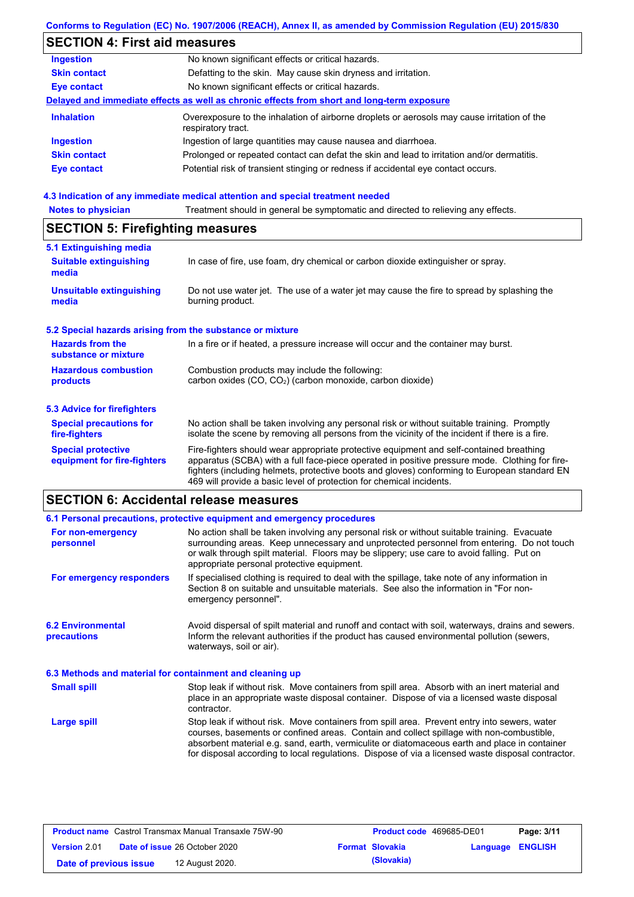## SECTION 4: First aid measures

| | |
|---|---|
| **Ingestion** | No known significant effects or critical hazards. |
| **Skin contact** | Defatting to the skin. May cause skin dryness and irritation. |
| **Eye contact** | No known significant effects or critical hazards. |

**Delayed and immediate effects as well as chronic effects from short and long-term exposure**

| | |
|---|---|
| **Inhalation** | Overexposure to the inhalation of airborne droplets or aerosols may cause irritation of the respiratory tract. |
| **Ingestion** | Ingestion of large quantities may cause nausea and diarrhoea. |
| **Skin contact** | Prolonged or repeated contact can defat the skin and lead to irritation and/or dermatitis. |
| **Eye contact** | Potential risk of transient stinging or redness if accidental eye contact occurs. |

### 4.3 Indication of any immediate medical attention and special treatment needed

| | |
|---|---|
| **Notes to physician** | Treatment should in general be symptomatic and directed to relieving any effects. |

## SECTION 5: Firefighting measures

### 5.1 Extinguishing media

| | |
|---|---|
| **Suitable extinguishing media** | In case of fire, use foam, dry chemical or carbon dioxide extinguisher or spray. |
| **Unsuitable extinguishing media** | Do not use water jet. The use of a water jet may cause the fire to spread by splashing the burning product. |

### 5.2 Special hazards arising from the substance or mixture

| | |
|---|---|
| **Hazards from the substance or mixture** | In a fire or if heated, a pressure increase will occur and the container may burst. |
| **Hazardous combustion products** | Combustion products may include the following: carbon oxides (CO, $CO_2$) (carbon monoxide, carbon dioxide) |

### 5.3 Advice for firefighters

| | |
|---|---|
| **Special precautions for fire-fighters** | No action shall be taken involving any personal risk or without suitable training. Promptly isolate the scene by removing all persons from the vicinity of the incident if there is a fire. |
| **Special protective equipment for fire-fighters** | Fire-fighters should wear appropriate protective equipment and self-contained breathing apparatus (SCBA) with a full face-piece operated in positive pressure mode. Clothing for fire-fighters (including helmets, protective boots and gloves) conforming to European standard EN 469 will provide a basic level of protection for chemical incidents. |

## SECTION 6: Accidental release measures

### 6.1 Personal precautions, protective equipment and emergency procedures

| | |
|---|---|
| **For non-emergency personnel** | No action shall be taken involving any personal risk or without suitable training. Evacuate surrounding areas. Keep unnecessary and unprotected personnel from entering. Do not touch or walk through spilt material. Floors may be slippery; use care to avoid falling. Put on appropriate personal protective equipment. |
| **For emergency responders** | If specialised clothing is required to deal with the spillage, take note of any information in Section 8 on suitable and unsuitable materials. See also the information in "For non-emergency personnel". |

| | |
|---|---|
| **6.2 Environmental precautions** | Avoid dispersal of spilt material and runoff and contact with soil, waterways, drains and sewers. Inform the relevant authorities if the product has caused environmental pollution (sewers, waterways, soil or air). |

### 6.3 Methods and material for containment and cleaning up

| | |
|---|---|
| **Small spill** | Stop leak if without risk. Move containers from spill area. Absorb with an inert material and place in an appropriate waste disposal container. Dispose of via a licensed waste disposal contractor. |
| **Large spill** | Stop leak if without risk. Move containers from spill area. Prevent entry into sewers, water courses, basements or confined areas. Contain and collect spillage with non-combustible, absorbent material e.g. sand, earth, vermiculite or diatomaceous earth and place in container for disposal according to local regulations. Dispose of via a licensed waste disposal contractor. |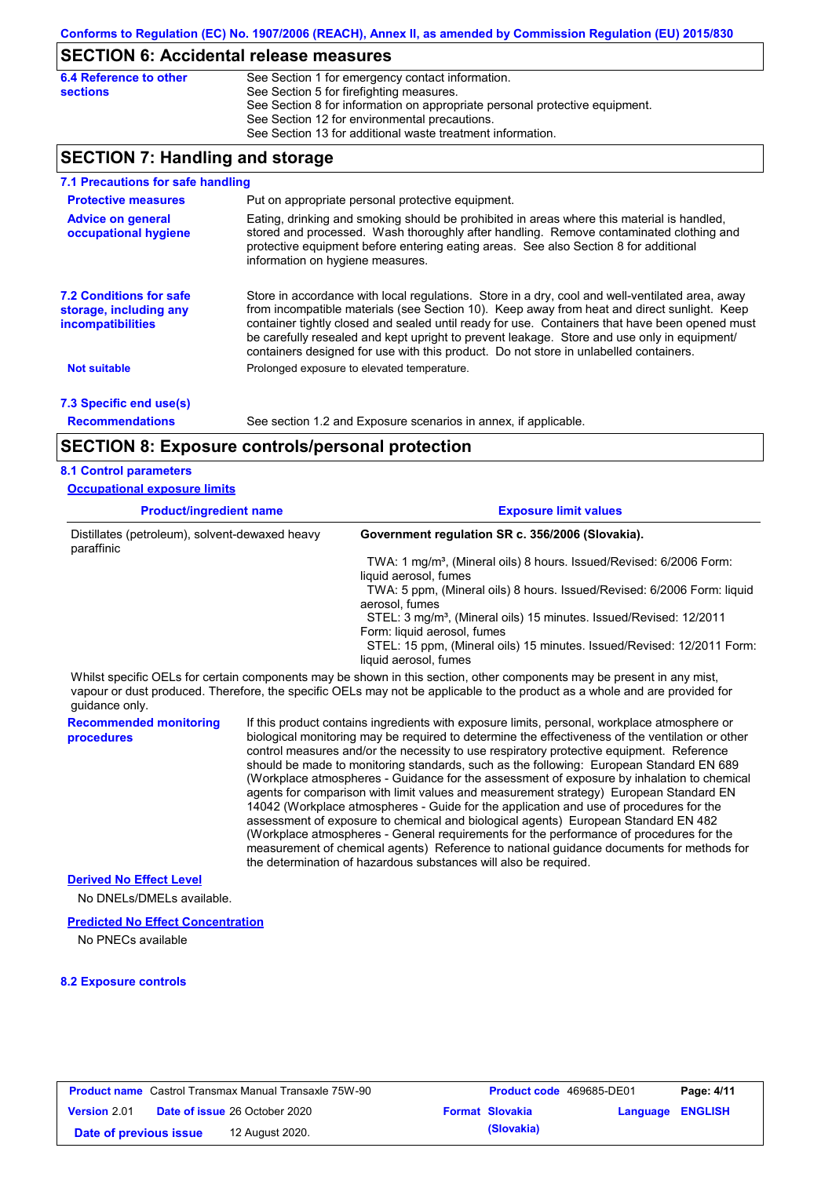Conforms to Regulation (EC) No. 1907/2006 (REACH), Annex II, as amended by Commission Regulation (EU) 2015/830

## SECTION 6: Accidental release measures

**6.4 Reference to other sections**

See Section 1 for emergency contact information.
See Section 5 for firefighting measures.
See Section 8 for information on appropriate personal protective equipment.
See Section 12 for environmental precautions.
See Section 13 for additional waste treatment information.

## SECTION 7: Handling and storage

### 7.1 Precautions for safe handling

**Protective measures**

Put on appropriate personal protective equipment.

**Advice on general occupational hygiene**

Eating, drinking and smoking should be prohibited in areas where this material is handled, stored and processed. Wash thoroughly after handling. Remove contaminated clothing and protective equipment before entering eating areas. See also Section 8 for additional information on hygiene measures.

### 7.2 Conditions for safe storage, including any incompatibilities

Store in accordance with local regulations. Store in a dry, cool and well-ventilated area, away from incompatible materials (see Section 10). Keep away from heat and direct sunlight. Keep container tightly closed and sealed until ready for use. Containers that have been opened must be carefully resealed and kept upright to prevent leakage. Store and use only in equipment/ containers designed for use with this product. Do not store in unlabelled containers.

**Not suitable**

Prolonged exposure to elevated temperature.

### 7.3 Specific end use(s)

**Recommendations**

See section 1.2 and Exposure scenarios in annex, if applicable.

## SECTION 8: Exposure controls/personal protection

### 8.1 Control parameters

**Occupational exposure limits**

| Product/ingredient name | Exposure limit values |
|---|---|
| Distillates (petroleum), solvent-dewaxed heavy paraffinic | **Government regulation SR c. 356/2006 (Slovakia).**<br>TWA: 1 mg/m³, (Mineral oils) 8 hours. Issued/Revised: 6/2006 Form: liquid aerosol, fumes<br>TWA: 5 ppm, (Mineral oils) 8 hours. Issued/Revised: 6/2006 Form: liquid aerosol, fumes<br>STEL: 3 mg/m³, (Mineral oils) 15 minutes. Issued/Revised: 12/2011 Form: liquid aerosol, fumes<br>STEL: 15 ppm, (Mineral oils) 15 minutes. Issued/Revised: 12/2011 Form: liquid aerosol, fumes |

Whilst specific OELs for certain components may be shown in this section, other components may be present in any mist, vapour or dust produced. Therefore, the specific OELs may not be applicable to the product as a whole and are provided for guidance only.

**Recommended monitoring procedures**

If this product contains ingredients with exposure limits, personal, workplace atmosphere or biological monitoring may be required to determine the effectiveness of the ventilation or other control measures and/or the necessity to use respiratory protective equipment. Reference should be made to monitoring standards, such as the following: European Standard EN 689 (Workplace atmospheres - Guidance for the assessment of exposure by inhalation to chemical agents for comparison with limit values and measurement strategy) European Standard EN 14042 (Workplace atmospheres - Guide for the application and use of procedures for the assessment of exposure to chemical and biological agents) European Standard EN 482 (Workplace atmospheres - General requirements for the performance of procedures for the measurement of chemical agents) Reference to national guidance documents for methods for the determination of hazardous substances will also be required.

**Derived No Effect Level**

No DNELs/DMELs available.

**Predicted No Effect Concentration**

No PNECs available

### 8.2 Exposure controls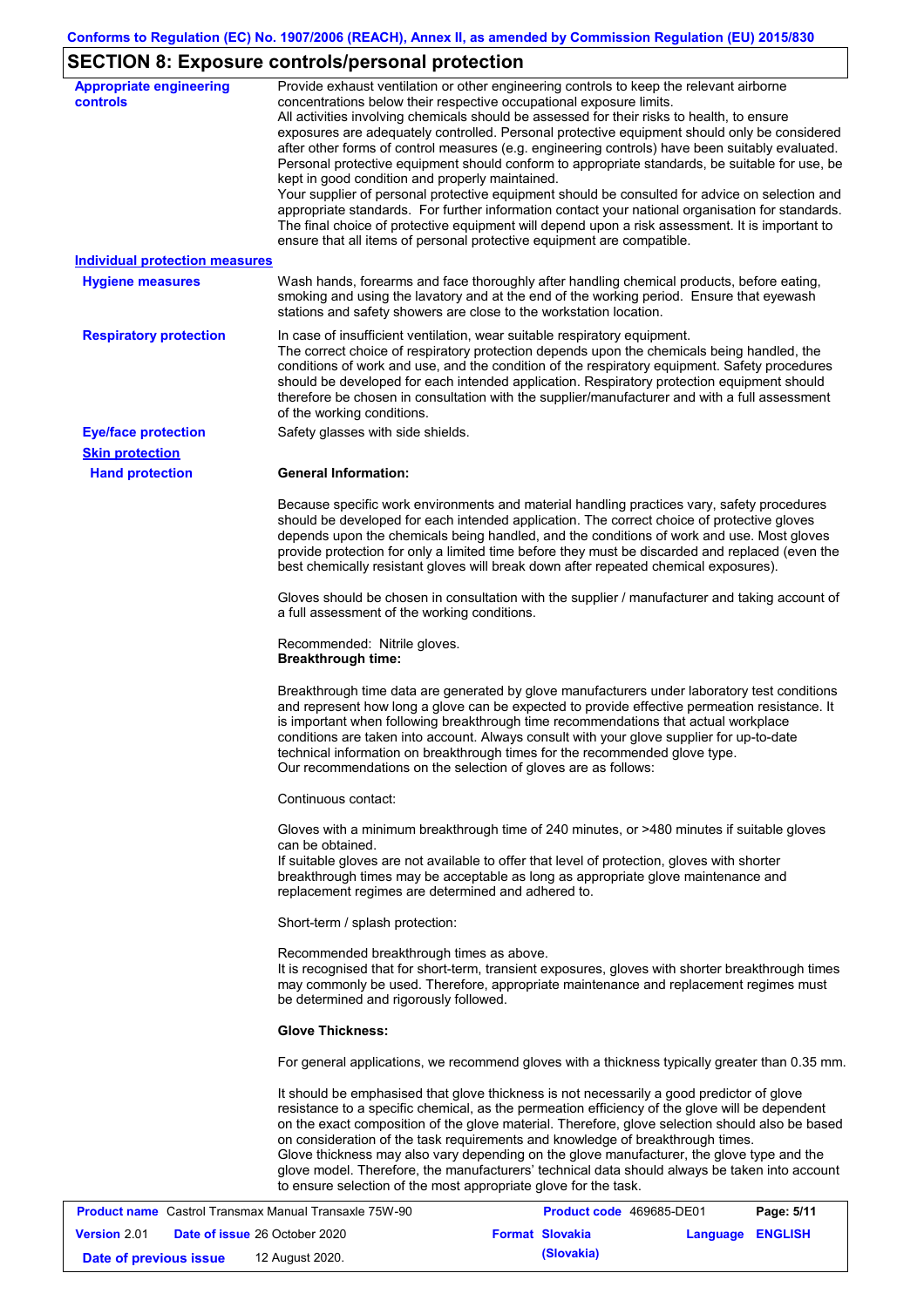## SECTION 8: Exposure controls/personal protection

**Appropriate engineering controls**

Provide exhaust ventilation or other engineering controls to keep the relevant airborne concentrations below their respective occupational exposure limits.
All activities involving chemicals should be assessed for their risks to health, to ensure exposures are adequately controlled. Personal protective equipment should only be considered after other forms of control measures (e.g. engineering controls) have been suitably evaluated. Personal protective equipment should conform to appropriate standards, be suitable for use, be kept in good condition and properly maintained.
Your supplier of personal protective equipment should be consulted for advice on selection and appropriate standards. For further information contact your national organisation for standards. The final choice of protective equipment will depend upon a risk assessment. It is important to ensure that all items of personal protective equipment are compatible.

**Individual protection measures**

**Hygiene measures**

Wash hands, forearms and face thoroughly after handling chemical products, before eating, smoking and using the lavatory and at the end of the working period. Ensure that eyewash stations and safety showers are close to the workstation location.

**Respiratory protection**

In case of insufficient ventilation, wear suitable respiratory equipment.
The correct choice of respiratory protection depends upon the chemicals being handled, the conditions of work and use, and the condition of the respiratory equipment. Safety procedures should be developed for each intended application. Respiratory protection equipment should therefore be chosen in consultation with the supplier/manufacturer and with a full assessment of the working conditions.

**Eye/face protection**

Safety glasses with side shields.

**Skin protection**

**Hand protection**

**General Information:**

Because specific work environments and material handling practices vary, safety procedures should be developed for each intended application. The correct choice of protective gloves depends upon the chemicals being handled, and the conditions of work and use. Most gloves provide protection for only a limited time before they must be discarded and replaced (even the best chemically resistant gloves will break down after repeated chemical exposures).

Gloves should be chosen in consultation with the supplier / manufacturer and taking account of a full assessment of the working conditions.

Recommended: Nitrile gloves.
**Breakthrough time:**

Breakthrough time data are generated by glove manufacturers under laboratory test conditions and represent how long a glove can be expected to provide effective permeation resistance. It is important when following breakthrough time recommendations that actual workplace conditions are taken into account. Always consult with your glove supplier for up-to-date technical information on breakthrough times for the recommended glove type.
Our recommendations on the selection of gloves are as follows:

Continuous contact:

Gloves with a minimum breakthrough time of 240 minutes, or >480 minutes if suitable gloves can be obtained.
If suitable gloves are not available to offer that level of protection, gloves with shorter breakthrough times may be acceptable as long as appropriate glove maintenance and replacement regimes are determined and adhered to.

Short-term / splash protection:

Recommended breakthrough times as above.
It is recognised that for short-term, transient exposures, gloves with shorter breakthrough times may commonly be used. Therefore, appropriate maintenance and replacement regimes must be determined and rigorously followed.

**Glove Thickness:**

For general applications, we recommend gloves with a thickness typically greater than 0.35 mm.

It should be emphasised that glove thickness is not necessarily a good predictor of glove resistance to a specific chemical, as the permeation efficiency of the glove will be dependent on the exact composition of the glove material. Therefore, glove selection should also be based on consideration of the task requirements and knowledge of breakthrough times.
Glove thickness may also vary depending on the glove manufacturer, the glove type and the glove model. Therefore, the manufacturers' technical data should always be taken into account to ensure selection of the most appropriate glove for the task.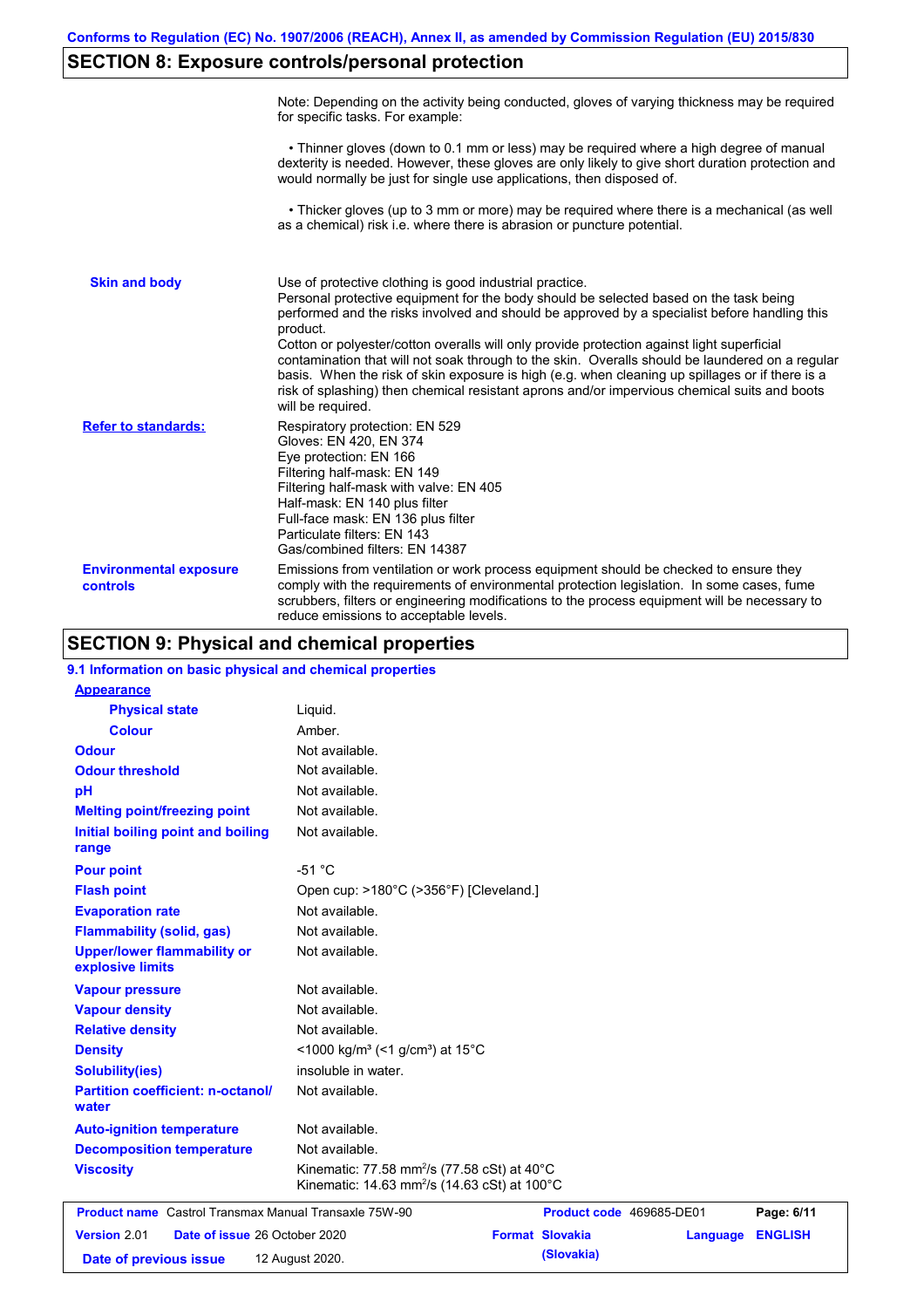## SECTION 8: Exposure controls/personal protection

Note: Depending on the activity being conducted, gloves of varying thickness may be required for specific tasks. For example:

• Thinner gloves (down to 0.1 mm or less) may be required where a high degree of manual dexterity is needed. However, these gloves are only likely to give short duration protection and would normally be just for single use applications, then disposed of.

• Thicker gloves (up to 3 mm or more) may be required where there is a mechanical (as well as a chemical) risk i.e. where there is abrasion or puncture potential.

**Skin and body**

Use of protective clothing is good industrial practice.
Personal protective equipment for the body should be selected based on the task being performed and the risks involved and should be approved by a specialist before handling this product.
Cotton or polyester/cotton overalls will only provide protection against light superficial contamination that will not soak through to the skin. Overalls should be laundered on a regular basis. When the risk of skin exposure is high (e.g. when cleaning up spillages or if there is a risk of splashing) then chemical resistant aprons and/or impervious chemical suits and boots will be required.

**Refer to standards:**

Respiratory protection: EN 529
Gloves: EN 420, EN 374
Eye protection: EN 166
Filtering half-mask: EN 149
Filtering half-mask with valve: EN 405
Half-mask: EN 140 plus filter
Full-face mask: EN 136 plus filter
Particulate filters: EN 143
Gas/combined filters: EN 14387

**Environmental exposure controls**

Emissions from ventilation or work process equipment should be checked to ensure they comply with the requirements of environmental protection legislation. In some cases, fume scrubbers, filters or engineering modifications to the process equipment will be necessary to reduce emissions to acceptable levels.

## SECTION 9: Physical and chemical properties

### 9.1 Information on basic physical and chemical properties

**Appearance**

| Property | Value |
|---|---|
| Physical state | Liquid. |
| Colour | Amber. |
| Odour | Not available. |
| Odour threshold | Not available. |
| pH | Not available. |
| Melting point/freezing point | Not available. |
| Initial boiling point and boiling range | Not available. |
| Pour point | -51 °C |
| Flash point | Open cup: >180°C (>356°F) [Cleveland.] |
| Evaporation rate | Not available. |
| Flammability (solid, gas) | Not available. |
| Upper/lower flammability or explosive limits | Not available. |
| Vapour pressure | Not available. |
| Vapour density | Not available. |
| Relative density | Not available. |
| Density | <1000 kg/m³ (<1 g/cm³) at 15°C |
| Solubility(ies) | insoluble in water. |
| Partition coefficient: n-octanol/water | Not available. |
| Auto-ignition temperature | Not available. |
| Decomposition temperature | Not available. |
| Viscosity | Kinematic: 77.58 mm²/s (77.58 cSt) at 40°C<br>Kinematic: 14.63 mm²/s (14.63 cSt) at 100°C |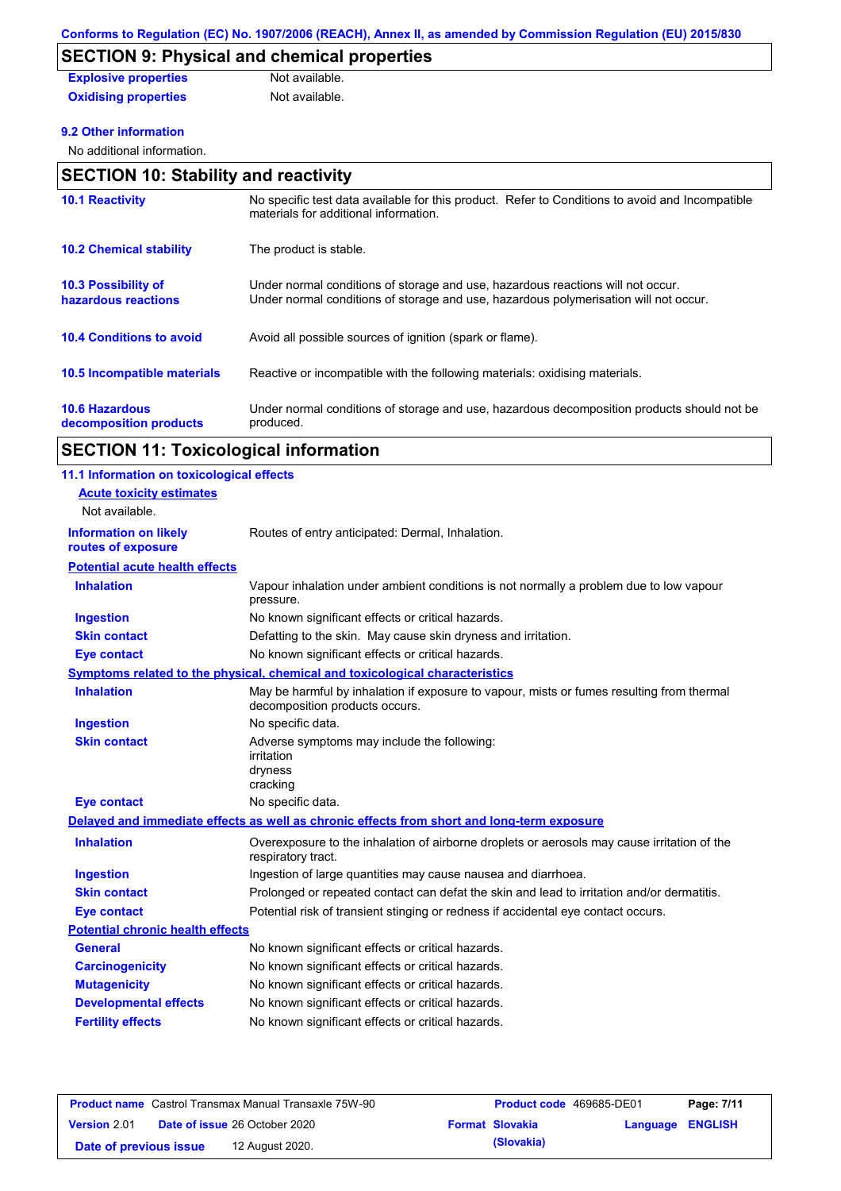## SECTION 9: Physical and chemical properties

| | |
|---|---|
| **Explosive properties** | Not available. |
| **Oxidising properties** | Not available. |

### 9.2 Other information

No additional information.

## SECTION 10: Stability and reactivity

| | |
|---|---|
| **10.1 Reactivity** | No specific test data available for this product. Refer to Conditions to avoid and Incompatible materials for additional information. |
| **10.2 Chemical stability** | The product is stable. |
| **10.3 Possibility of hazardous reactions** | Under normal conditions of storage and use, hazardous reactions will not occur. Under normal conditions of storage and use, hazardous polymerisation will not occur. |
| **10.4 Conditions to avoid** | Avoid all possible sources of ignition (spark or flame). |
| **10.5 Incompatible materials** | Reactive or incompatible with the following materials: oxidising materials. |
| **10.6 Hazardous decomposition products** | Under normal conditions of storage and use, hazardous decomposition products should not be produced. |

## SECTION 11: Toxicological information

### 11.1 Information on toxicological effects

**Acute toxicity estimates**

Not available.

| | |
|---|---|
| **Information on likely routes of exposure** | Routes of entry anticipated: Dermal, Inhalation. |

**Potential acute health effects**

| | |
|---|---|
| **Inhalation** | Vapour inhalation under ambient conditions is not normally a problem due to low vapour pressure. |
| **Ingestion** | No known significant effects or critical hazards. |
| **Skin contact** | Defatting to the skin. May cause skin dryness and irritation. |
| **Eye contact** | No known significant effects or critical hazards. |

**Symptoms related to the physical, chemical and toxicological characteristics**

| | |
|---|---|
| **Inhalation** | May be harmful by inhalation if exposure to vapour, mists or fumes resulting from thermal decomposition products occurs. |
| **Ingestion** | No specific data. |
| **Skin contact** | Adverse symptoms may include the following:<br>irritation<br>dryness<br>cracking |
| **Eye contact** | No specific data. |

**Delayed and immediate effects as well as chronic effects from short and long-term exposure**

| | |
|---|---|
| **Inhalation** | Overexposure to the inhalation of airborne droplets or aerosols may cause irritation of the respiratory tract. |
| **Ingestion** | Ingestion of large quantities may cause nausea and diarrhoea. |
| **Skin contact** | Prolonged or repeated contact can defat the skin and lead to irritation and/or dermatitis. |
| **Eye contact** | Potential risk of transient stinging or redness if accidental eye contact occurs. |

**Potential chronic health effects**

| | |
|---|---|
| **General** | No known significant effects or critical hazards. |
| **Carcinogenicity** | No known significant effects or critical hazards. |
| **Mutagenicity** | No known significant effects or critical hazards. |
| **Developmental effects** | No known significant effects or critical hazards. |
| **Fertility effects** | No known significant effects or critical hazards. |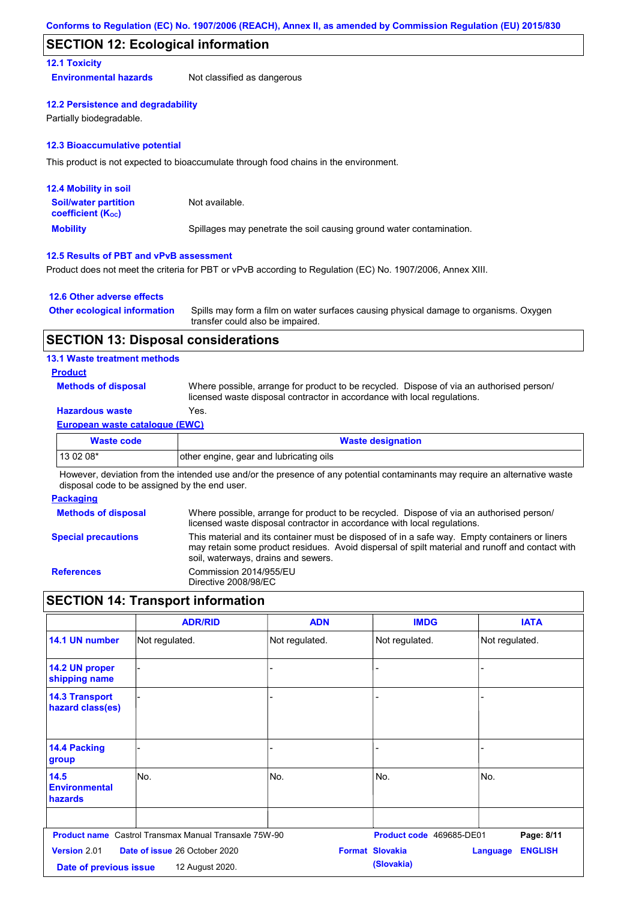## SECTION 12: Ecological information

### 12.1 Toxicity

**Environmental hazards** Not classified as dangerous

### 12.2 Persistence and degradability

Partially biodegradable.

### 12.3 Bioaccumulative potential

This product is not expected to bioaccumulate through food chains in the environment.

### 12.4 Mobility in soil

**Soil/water partition coefficient ($K_{OC}$)** Not available.

**Mobility** Spillages may penetrate the soil causing ground water contamination.

### 12.5 Results of PBT and vPvB assessment

Product does not meet the criteria for PBT or vPvB according to Regulation (EC) No. 1907/2006, Annex XIII.

### 12.6 Other adverse effects

**Other ecological information** Spills may form a film on water surfaces causing physical damage to organisms. Oxygen transfer could also be impaired.

## SECTION 13: Disposal considerations

### 13.1 Waste treatment methods

**Product**

**Methods of disposal** Where possible, arrange for product to be recycled. Dispose of via an authorised person/ licensed waste disposal contractor in accordance with local regulations.

**Hazardous waste** Yes.

**European waste catalogue (EWC)**

| Waste code | Waste designation |
|---|---|
| 13 02 08* | other engine, gear and lubricating oils |

However, deviation from the intended use and/or the presence of any potential contaminants may require an alternative waste disposal code to be assigned by the end user.

**Packaging**

**Methods of disposal** Where possible, arrange for product to be recycled. Dispose of via an authorised person/ licensed waste disposal contractor in accordance with local regulations.

**Special precautions** This material and its container must be disposed of in a safe way. Empty containers or liners may retain some product residues. Avoid dispersal of spilt material and runoff and contact with soil, waterways, drains and sewers.

**References** Commission 2014/955/EU
Directive 2008/98/EC

## SECTION 14: Transport information

| | ADR/RID | ADN | IMDG | IATA |
|---|---|---|---|---|
| 14.1 UN number | Not regulated. | Not regulated. | Not regulated. | Not regulated. |
| 14.2 UN proper shipping name | - | - | - | - |
| 14.3 Transport hazard class(es) | - | - | - | - |
| 14.4 Packing group | - | - | - | - |
| 14.5 Environmental hazards | No. | No. | No. | No. |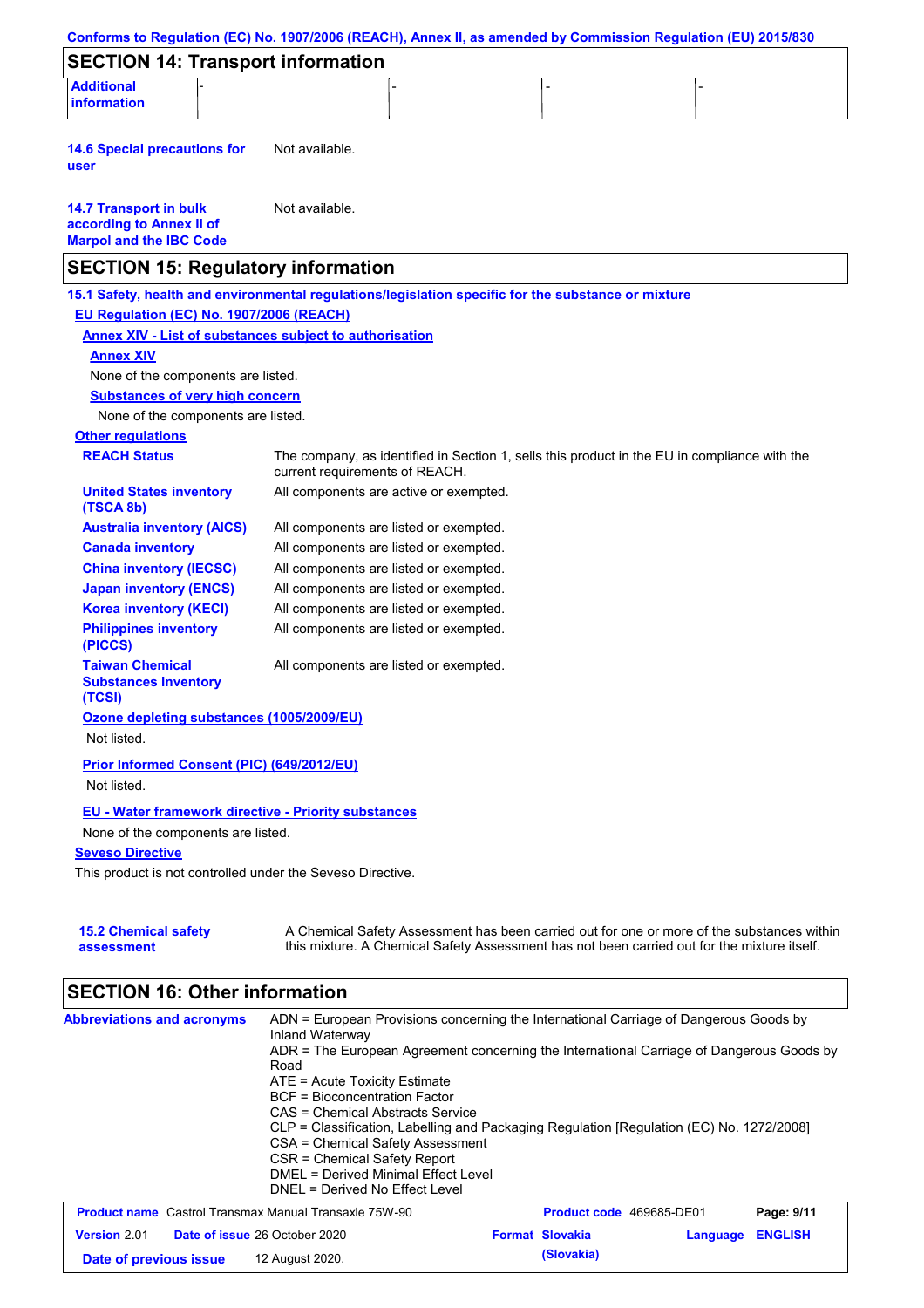## SECTION 14: Transport information

| Additional information | - | - | - | - |
|---|---|---|---|---|

**14.6 Special precautions for user** Not available.

**14.7 Transport in bulk according to Annex II of Marpol and the IBC Code** Not available.

## SECTION 15: Regulatory information

**15.1 Safety, health and environmental regulations/legislation specific for the substance or mixture**

**EU Regulation (EC) No. 1907/2006 (REACH)**

**Annex XIV - List of substances subject to authorisation**

**Annex XIV**

None of the components are listed.

**Substances of very high concern**

None of the components are listed.

**Other regulations**

| | |
|---|---|
| **REACH Status** | The company, as identified in Section 1, sells this product in the EU in compliance with the current requirements of REACH. |
| **United States inventory (TSCA 8b)** | All components are active or exempted. |
| **Australia inventory (AICS)** | All components are listed or exempted. |
| **Canada inventory** | All components are listed or exempted. |
| **China inventory (IECSC)** | All components are listed or exempted. |
| **Japan inventory (ENCS)** | All components are listed or exempted. |
| **Korea inventory (KECI)** | All components are listed or exempted. |
| **Philippines inventory (PICCS)** | All components are listed or exempted. |
| **Taiwan Chemical Substances Inventory (TCSI)** | All components are listed or exempted. |

**Ozone depleting substances (1005/2009/EU)**

Not listed.

**Prior Informed Consent (PIC) (649/2012/EU)**

Not listed.

**EU - Water framework directive - Priority substances**

None of the components are listed.

**Seveso Directive**

This product is not controlled under the Seveso Directive.

**15.2 Chemical safety assessment** A Chemical Safety Assessment has been carried out for one or more of the substances within this mixture. A Chemical Safety Assessment has not been carried out for the mixture itself.

## SECTION 16: Other information

**Abbreviations and acronyms**

ADN = European Provisions concerning the International Carriage of Dangerous Goods by Inland Waterway
ADR = The European Agreement concerning the International Carriage of Dangerous Goods by Road
ATE = Acute Toxicity Estimate
BCF = Bioconcentration Factor
CAS = Chemical Abstracts Service
CLP = Classification, Labelling and Packaging Regulation [Regulation (EC) No. 1272/2008]
CSA = Chemical Safety Assessment
CSR = Chemical Safety Report
DMEL = Derived Minimal Effect Level
DNEL = Derived No Effect Level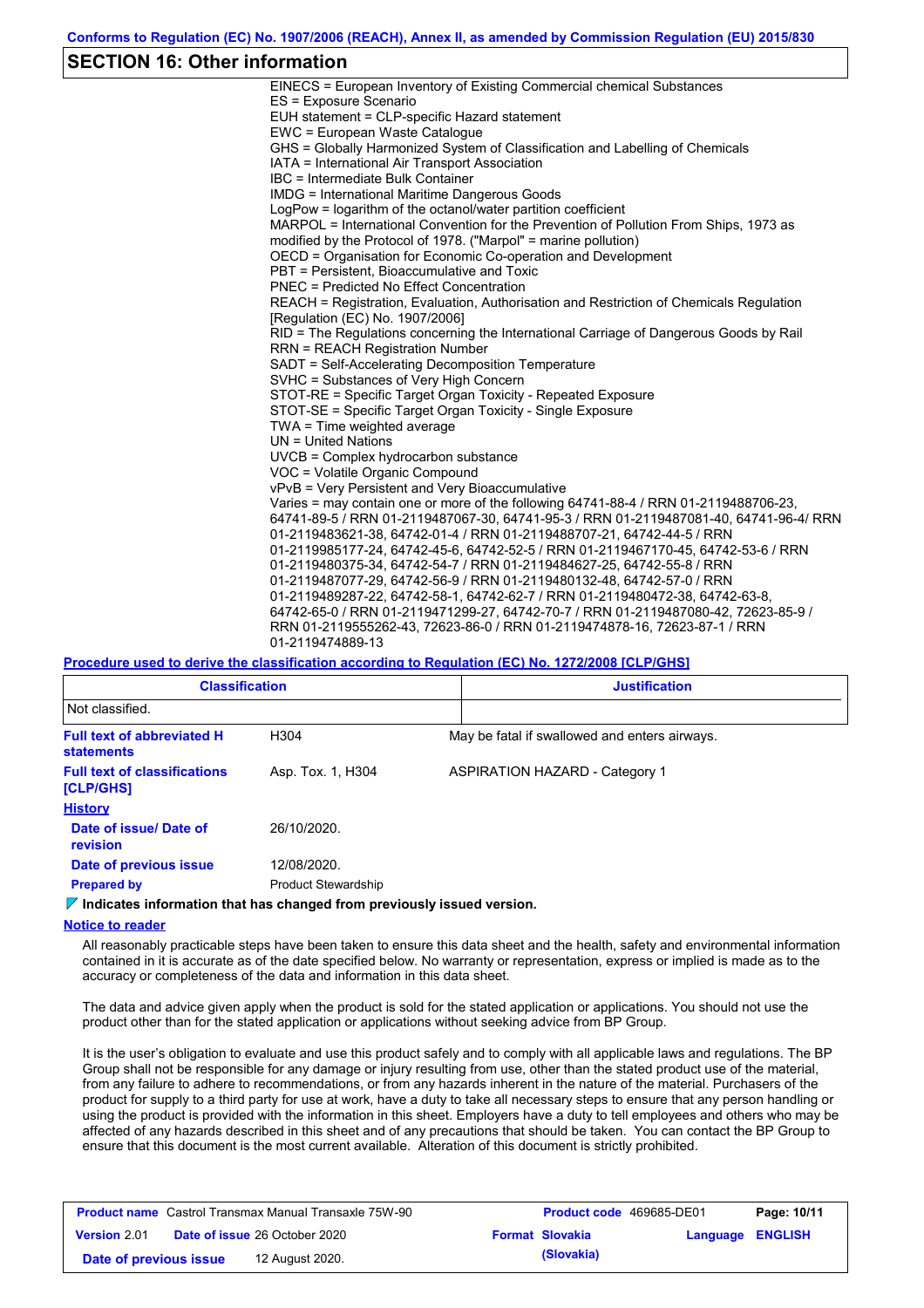## SECTION 16: Other information

EINECS = European Inventory of Existing Commercial chemical Substances
ES = Exposure Scenario
EUH statement = CLP-specific Hazard statement
EWC = European Waste Catalogue
GHS = Globally Harmonized System of Classification and Labelling of Chemicals
IATA = International Air Transport Association
IBC = Intermediate Bulk Container
IMDG = International Maritime Dangerous Goods
LogPow = logarithm of the octanol/water partition coefficient
MARPOL = International Convention for the Prevention of Pollution From Ships, 1973 as modified by the Protocol of 1978. ("Marpol" = marine pollution)
OECD = Organisation for Economic Co-operation and Development
PBT = Persistent, Bioaccumulative and Toxic
PNEC = Predicted No Effect Concentration
REACH = Registration, Evaluation, Authorisation and Restriction of Chemicals Regulation [Regulation (EC) No. 1907/2006]
RID = The Regulations concerning the International Carriage of Dangerous Goods by Rail
RRN = REACH Registration Number
SADT = Self-Accelerating Decomposition Temperature
SVHC = Substances of Very High Concern
STOT-RE = Specific Target Organ Toxicity - Repeated Exposure
STOT-SE = Specific Target Organ Toxicity - Single Exposure
TWA = Time weighted average
UN = United Nations
UVCB = Complex hydrocarbon substance
VOC = Volatile Organic Compound
vPvB = Very Persistent and Very Bioaccumulative
Varies = may contain one or more of the following 64741-88-4 / RRN 01-2119488706-23, 64741-89-5 / RRN 01-2119487067-30, 64741-95-3 / RRN 01-2119487081-40, 64741-96-4/ RRN 01-2119483621-38, 64742-01-4 / RRN 01-2119488707-21, 64742-44-5 / RRN 01-2119985177-24, 64742-45-6, 64742-52-5 / RRN 01-2119467170-45, 64742-53-6 / RRN 01-2119480375-34, 64742-54-7 / RRN 01-2119484627-25, 64742-55-8 / RRN 01-2119487077-29, 64742-56-9 / RRN 01-2119480132-48, 64742-57-0 / RRN 01-2119489287-22, 64742-58-1, 64742-62-7 / RRN 01-2119480472-38, 64742-63-8, 64742-65-0 / RRN 01-2119471299-27, 64742-70-7 / RRN 01-2119487080-42, 72623-85-9 / RRN 01-2119555262-43, 72623-86-0 / RRN 01-2119474878-16, 72623-87-1 / RRN 01-2119474889-13

**Procedure used to derive the classification according to Regulation (EC) No. 1272/2008 [CLP/GHS]**

| Classification | Justification |
|---|---|
| Not classified. | |

**Full text of abbreviated H statements** H304 May be fatal if swallowed and enters airways.

**Full text of classifications [CLP/GHS]** Asp. Tox. 1, H304 ASPIRATION HAZARD - Category 1

**History**

**Date of issue/ Date of revision** 26/10/2020.

**Date of previous issue** 12/08/2020.

**Prepared by** Product Stewardship

**Indicates information that has changed from previously issued version.**

**Notice to reader**

All reasonably practicable steps have been taken to ensure this data sheet and the health, safety and environmental information contained in it is accurate as of the date specified below. No warranty or representation, express or implied is made as to the accuracy or completeness of the data and information in this data sheet.

The data and advice given apply when the product is sold for the stated application or applications. You should not use the product other than for the stated application or applications without seeking advice from BP Group.

It is the user's obligation to evaluate and use this product safely and to comply with all applicable laws and regulations. The BP Group shall not be responsible for any damage or injury resulting from use, other than the stated product use of the material, from any failure to adhere to recommendations, or from any hazards inherent in the nature of the material. Purchasers of the product for supply to a third party for use at work, have a duty to take all necessary steps to ensure that any person handling or using the product is provided with the information in this sheet. Employers have a duty to tell employees and others who may be affected of any hazards described in this sheet and of any precautions that should be taken. You can contact the BP Group to ensure that this document is the most current available. Alteration of this document is strictly prohibited.